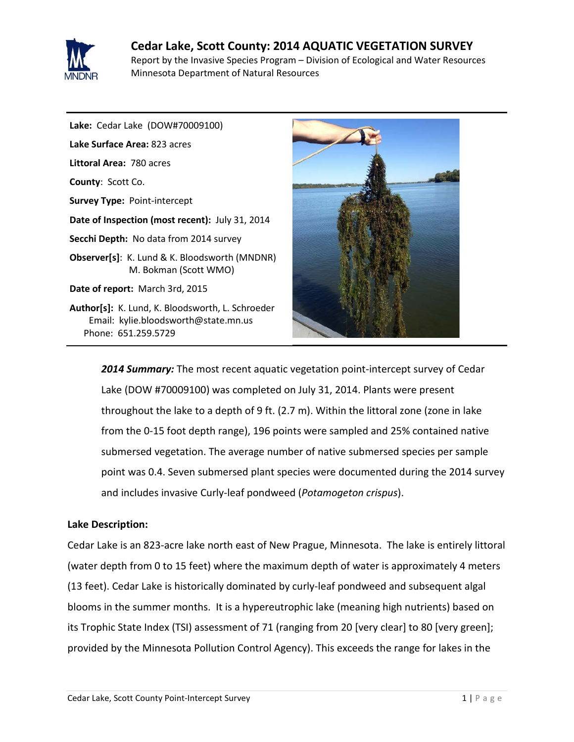# Cedar Lake, Scott County: 2014 AQUATIC VEGETATION SURVEY

Report by the Invasive Species Program – Division of Ecological and Water Resources
Minnesota Department of Natural Resources

**Lake:** Cedar Lake (DOW#70009100)

**Lake Surface Area:** 823 acres

**Littoral Area:** 780 acres

**County**: Scott Co.

**Survey Type:** Point-intercept

**Date of Inspection (most recent):** July 31, 2014

**Secchi Depth:** No data from 2014 survey

**Observer[s]**: K. Lund & K. Bloodsworth (MNDNR)
M. Bokman (Scott WMO)

**Date of report:** March 3rd, 2015

**Author[s]:** K. Lund, K. Bloodsworth, L. Schroeder
Email: kylie.bloodsworth@state.mn.us
Phone: 651.259.5729

***2014 Summary:*** The most recent aquatic vegetation point-intercept survey of Cedar Lake (DOW #70009100) was completed on July 31, 2014. Plants were present throughout the lake to a depth of 9 ft. (2.7 m). Within the littoral zone (zone in lake from the 0-15 foot depth range), 196 points were sampled and 25% contained native submersed vegetation. The average number of native submersed species per sample point was 0.4. Seven submersed plant species were documented during the 2014 survey and includes invasive Curly-leaf pondweed (*Potamogeton crispus*).

**Lake Description:**

Cedar Lake is an 823-acre lake north east of New Prague, Minnesota. The lake is entirely littoral (water depth from 0 to 15 feet) where the maximum depth of water is approximately 4 meters (13 feet). Cedar Lake is historically dominated by curly-leaf pondweed and subsequent algal blooms in the summer months. It is a hypereutrophic lake (meaning high nutrients) based on its Trophic State Index (TSI) assessment of 71 (ranging from 20 [very clear] to 80 [very green]; provided by the Minnesota Pollution Control Agency). This exceeds the range for lakes in the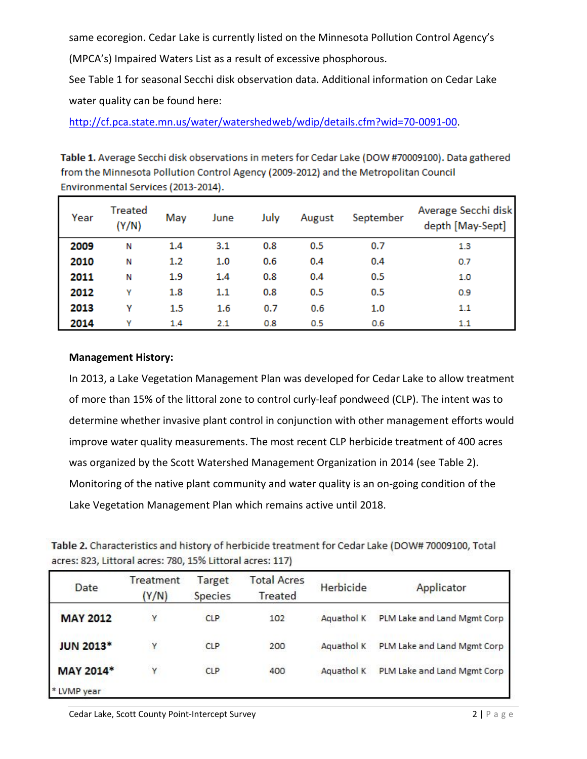same ecoregion. Cedar Lake is currently listed on the Minnesota Pollution Control Agency's (MPCA's) Impaired Waters List as a result of excessive phosphorous.

See Table 1 for seasonal Secchi disk observation data. Additional information on Cedar Lake water quality can be found here: http://cf.pca.state.mn.us/water/watershedweb/wdip/details.cfm?wid=70-0091-00.

**Table 1.** Average Secchi disk observations in meters for Cedar Lake (DOW #70009100). Data gathered from the Minnesota Pollution Control Agency (2009-2012) and the Metropolitan Council Environmental Services (2013-2014).

| Year | Treated (Y/N) | May | June | July | August | September | Average Secchi disk depth [May-Sept] |
|---|---|---|---|---|---|---|---|
| **2009** | N | 1.4 | 3.1 | 0.8 | 0.5 | 0.7 | 1.3 |
| **2010** | N | 1.2 | 1.0 | 0.6 | 0.4 | 0.4 | 0.7 |
| **2011** | N | 1.9 | 1.4 | 0.8 | 0.4 | 0.5 | 1.0 |
| **2012** | Y | 1.8 | 1.1 | 0.8 | 0.5 | 0.5 | 0.9 |
| **2013** | Y | 1.5 | 1.6 | 0.7 | 0.6 | 1.0 | 1.1 |
| **2014** | Y | 1.4 | 2.1 | 0.8 | 0.5 | 0.6 | 1.1 |

**Management History:**

In 2013, a Lake Vegetation Management Plan was developed for Cedar Lake to allow treatment of more than 15% of the littoral zone to control curly-leaf pondweed (CLP). The intent was to determine whether invasive plant control in conjunction with other management efforts would improve water quality measurements. The most recent CLP herbicide treatment of 400 acres was organized by the Scott Watershed Management Organization in 2014 (see Table 2). Monitoring of the native plant community and water quality is an on-going condition of the Lake Vegetation Management Plan which remains active until 2018.

**Table 2.** Characteristics and history of herbicide treatment for Cedar Lake (DOW# 70009100, Total acres: 823, Littoral acres: 780, 15% Littoral acres: 117)

| Date | Treatment (Y/N) | Target Species | Total Acres Treated | Herbicide | Applicator |
|---|---|---|---|---|---|
| **MAY 2012** | Y | CLP | 102 | Aquathol K | PLM Lake and Land Mgmt Corp |
| **JUN 2013*** | Y | CLP | 200 | Aquathol K | PLM Lake and Land Mgmt Corp |
| **MAY 2014*** | Y | CLP | 400 | Aquathol K | PLM Lake and Land Mgmt Corp |

* LVMP year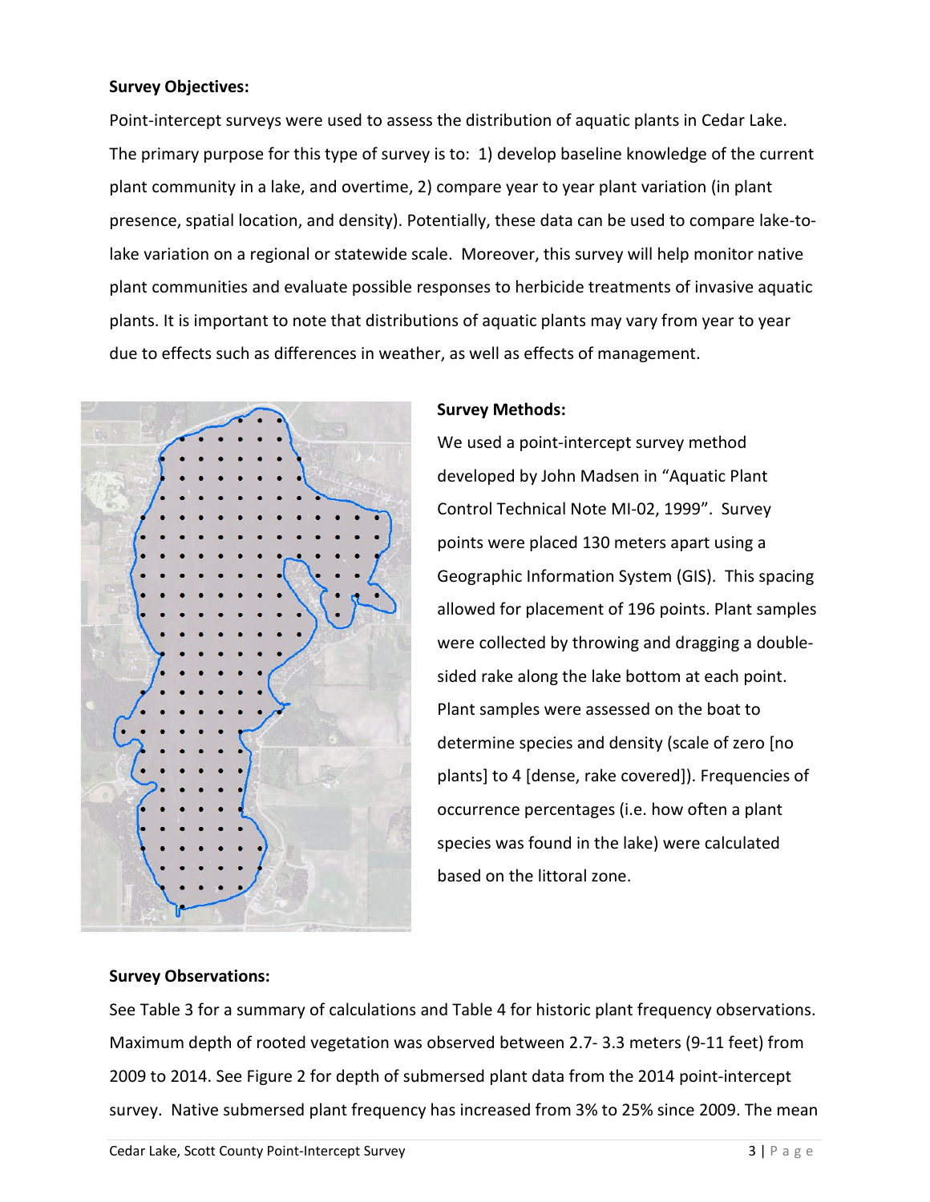**Survey Objectives:**

Point-intercept surveys were used to assess the distribution of aquatic plants in Cedar Lake. The primary purpose for this type of survey is to: 1) develop baseline knowledge of the current plant community in a lake, and overtime, 2) compare year to year plant variation (in plant presence, spatial location, and density). Potentially, these data can be used to compare lake-to-lake variation on a regional or statewide scale. Moreover, this survey will help monitor native plant communities and evaluate possible responses to herbicide treatments of invasive aquatic plants. It is important to note that distributions of aquatic plants may vary from year to year due to effects such as differences in weather, as well as effects of management.

**Survey Methods:**

We used a point-intercept survey method developed by John Madsen in "Aquatic Plant Control Technical Note MI-02, 1999". Survey points were placed 130 meters apart using a Geographic Information System (GIS). This spacing allowed for placement of 196 points. Plant samples were collected by throwing and dragging a double-sided rake along the lake bottom at each point. Plant samples were assessed on the boat to determine species and density (scale of zero [no plants] to 4 [dense, rake covered]). Frequencies of occurrence percentages (i.e. how often a plant species was found in the lake) were calculated based on the littoral zone.

**Survey Observations:**

See Table 3 for a summary of calculations and Table 4 for historic plant frequency observations. Maximum depth of rooted vegetation was observed between 2.7- 3.3 meters (9-11 feet) from 2009 to 2014. See Figure 2 for depth of submersed plant data from the 2014 point-intercept survey. Native submersed plant frequency has increased from 3% to 25% since 2009. The mean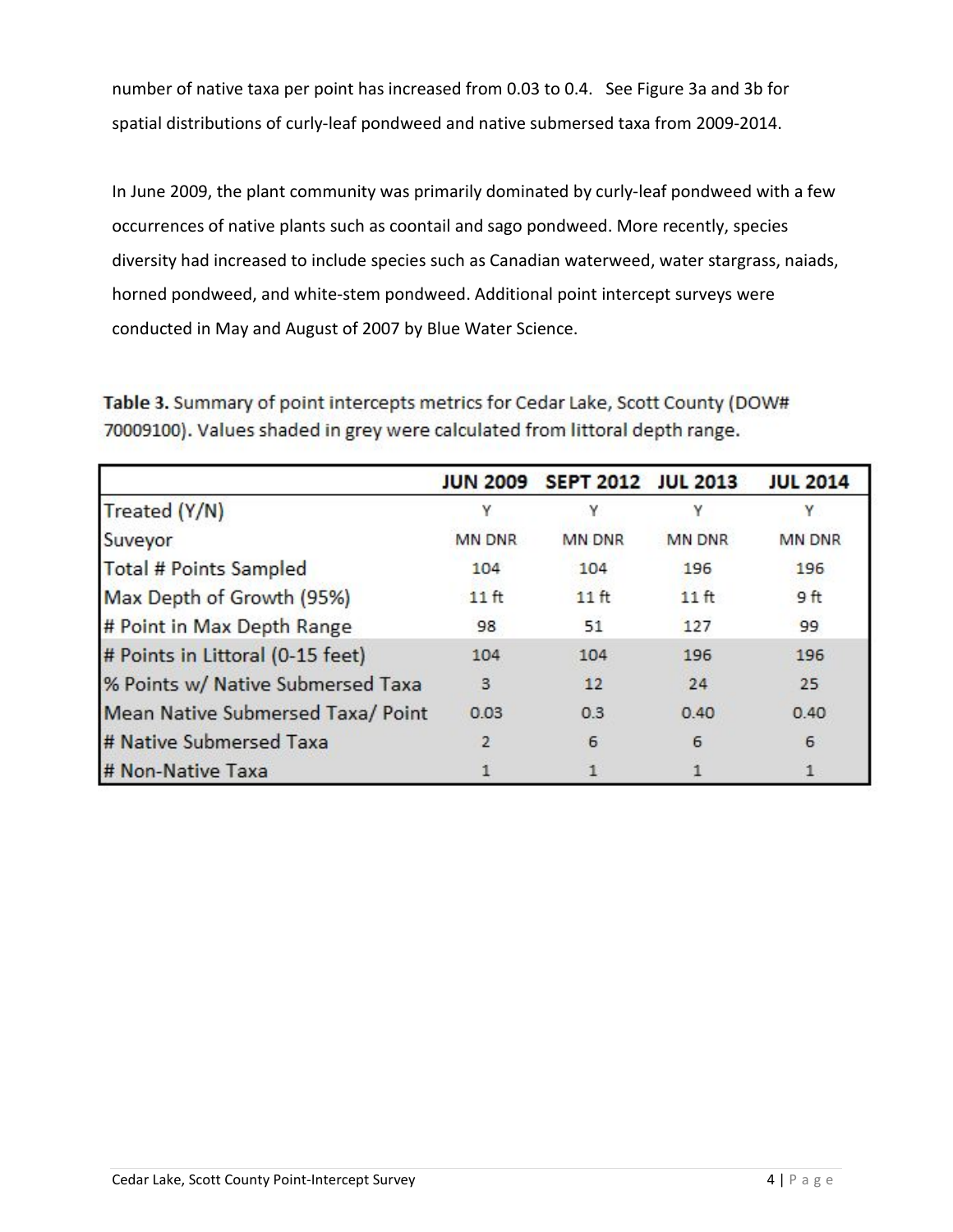number of native taxa per point has increased from 0.03 to 0.4. See Figure 3a and 3b for spatial distributions of curly-leaf pondweed and native submersed taxa from 2009-2014.

In June 2009, the plant community was primarily dominated by curly-leaf pondweed with a few occurrences of native plants such as coontail and sago pondweed. More recently, species diversity had increased to include species such as Canadian waterweed, water stargrass, naiads, horned pondweed, and white-stem pondweed. Additional point intercept surveys were conducted in May and August of 2007 by Blue Water Science.

**Table 3.** Summary of point intercepts metrics for Cedar Lake, Scott County (DOW# 70009100). Values shaded in grey were calculated from littoral depth range.

| | JUN 2009 | SEPT 2012 | JUL 2013 | JUL 2014 |
|---|---|---|---|---|
| Treated (Y/N) | Y | Y | Y | Y |
| Suveyor | MN DNR | MN DNR | MN DNR | MN DNR |
| Total # Points Sampled | 104 | 104 | 196 | 196 |
| Max Depth of Growth (95%) | 11 ft | 11 ft | 11 ft | 9 ft |
| # Point in Max Depth Range | 98 | 51 | 127 | 99 |
| # Points in Littoral (0-15 feet) | 104 | 104 | 196 | 196 |
| % Points w/ Native Submersed Taxa | 3 | 12 | 24 | 25 |
| Mean Native Submersed Taxa/ Point | 0.03 | 0.3 | 0.40 | 0.40 |
| # Native Submersed Taxa | 2 | 6 | 6 | 6 |
| # Non-Native Taxa | 1 | 1 | 1 | 1 |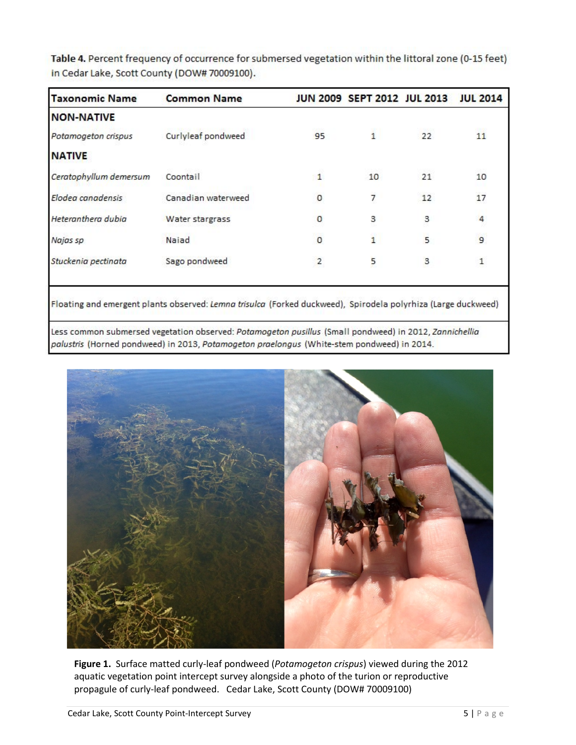**Table 4.** Percent frequency of occurrence for submersed vegetation within the littoral zone (0-15 feet) in Cedar Lake, Scott County (DOW# 70009100).

| Taxonomic Name | Common Name | JUN 2009 | SEPT 2012 | JUL 2013 | JUL 2014 |
|---|---|---|---|---|---|
| **NON-NATIVE** | | | | | |
| *Potamogeton crispus* | Curlyleaf pondweed | 95 | 1 | 22 | 11 |
| **NATIVE** | | | | | |
| *Ceratophyllum demersum* | Coontail | 1 | 10 | 21 | 10 |
| *Elodea canadensis* | Canadian waterweed | 0 | 7 | 12 | 17 |
| *Heteranthera dubia* | Water stargrass | 0 | 3 | 3 | 4 |
| *Najas sp* | Naiad | 0 | 1 | 5 | 9 |
| *Stuckenia pectinata* | Sago pondweed | 2 | 5 | 3 | 1 |

Floating and emergent plants observed: *Lemna trisulca* (Forked duckweed), Spirodela polyrhiza (Large duckweed)

Less common submersed vegetation observed: *Potamogeton pusillus* (Small pondweed) in 2012, *Zannichellia palustris* (Horned pondweed) in 2013, *Potamogeton praelongus* (White-stem pondweed) in 2014.

**Figure 1.** Surface matted curly-leaf pondweed (*Potamogeton crispus*) viewed during the 2012 aquatic vegetation point intercept survey alongside a photo of the turion or reproductive propagule of curly-leaf pondweed. Cedar Lake, Scott County (DOW# 70009100)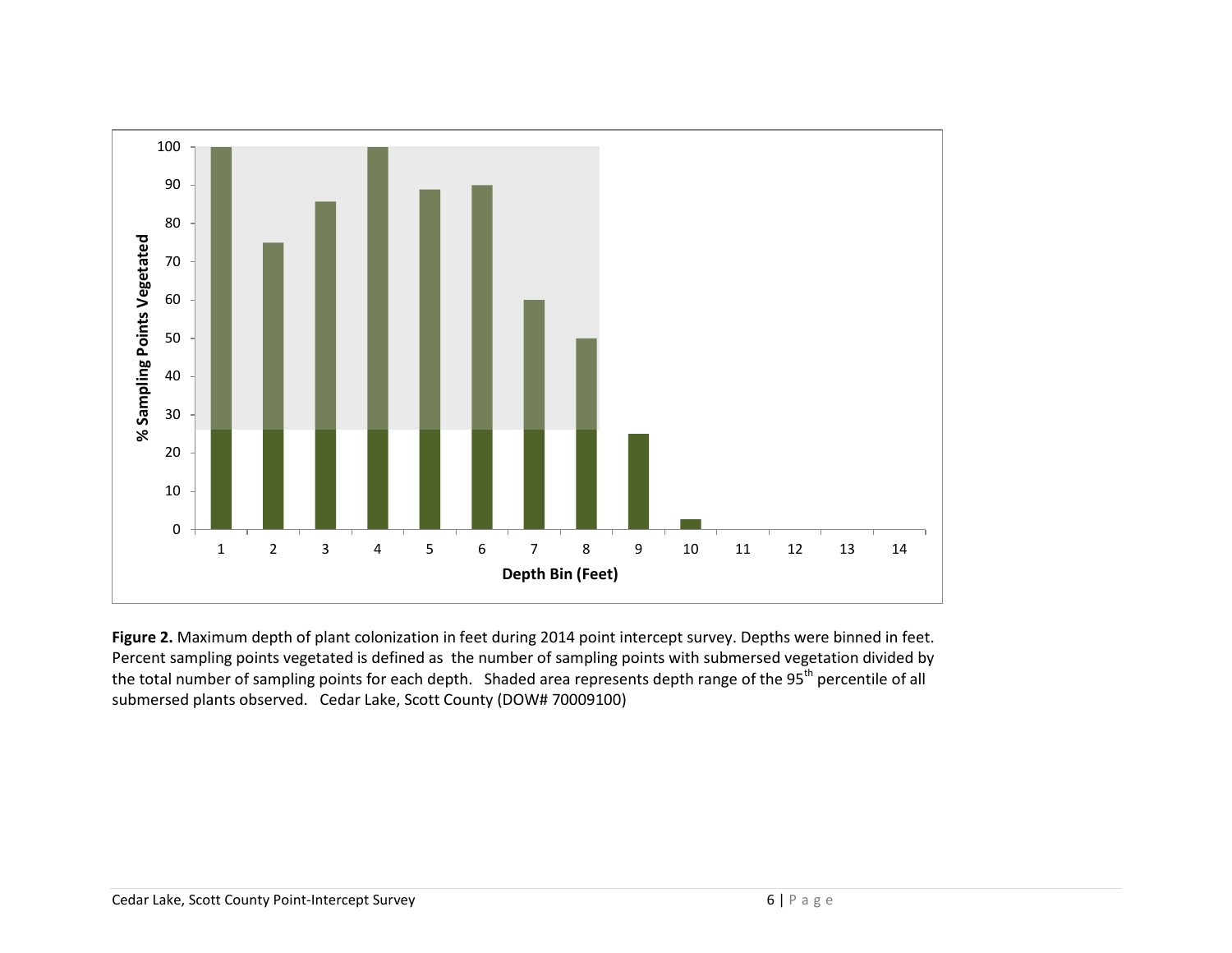**Figure 2.** Maximum depth of plant colonization in feet during 2014 point intercept survey. Depths were binned in feet. Percent sampling points vegetated is defined as the number of sampling points with submersed vegetation divided by the total number of sampling points for each depth. Shaded area represents depth range of the 95th percentile of all submersed plants observed. Cedar Lake, Scott County (DOW# 70009100)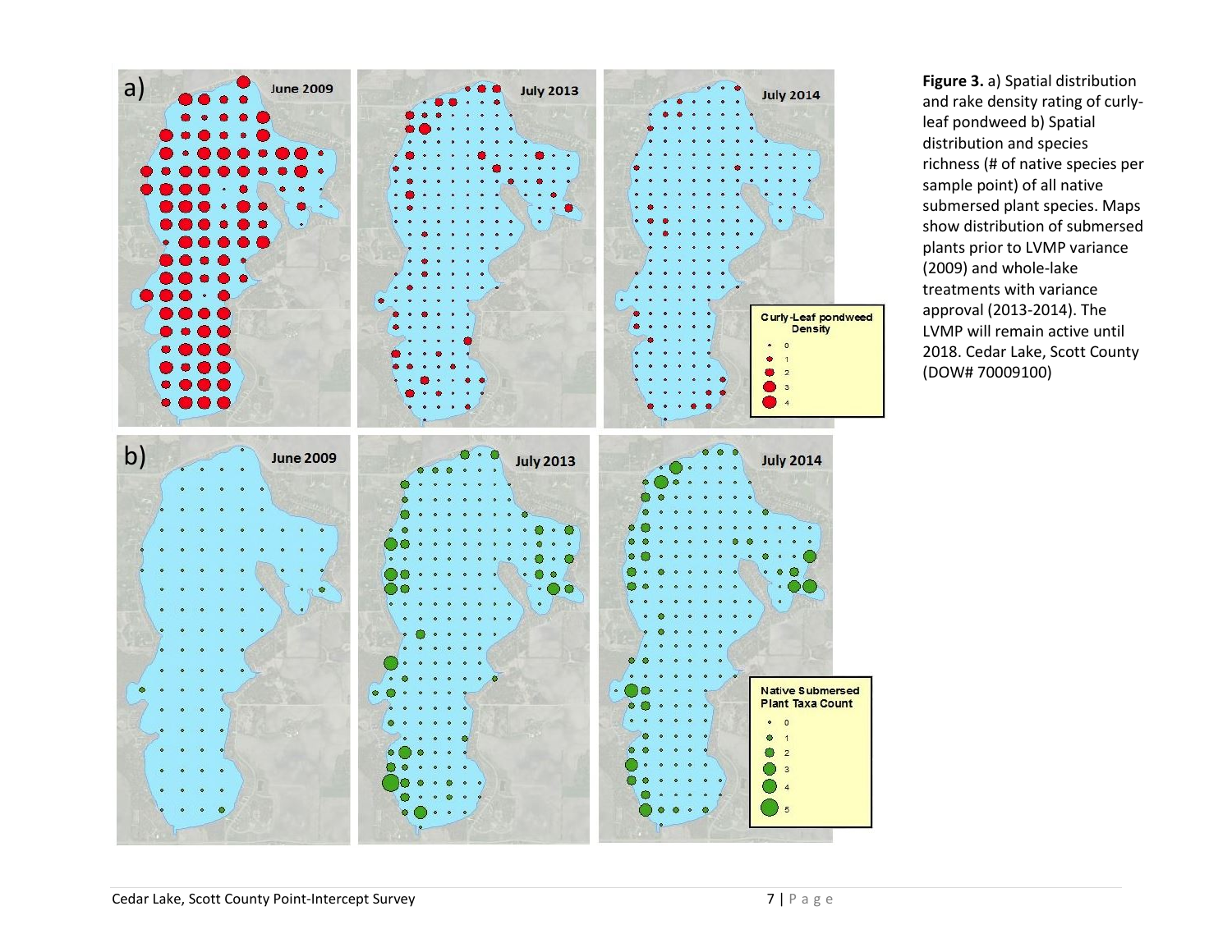a)

June 2009

July 2013

July 2014

Curly-Leaf pondweed Density

0
1
2
3
4

b)

June 2009

July 2013

July 2014

Native Submersed Plant Taxa Count

0
1
2
3
4
5

**Figure 3.** a) Spatial distribution and rake density rating of curly-leaf pondweed b) Spatial distribution and species richness (# of native species per sample point) of all native submersed plant species. Maps show distribution of submersed plants prior to LVMP variance (2009) and whole-lake treatments with variance approval (2013-2014). The LVMP will remain active until 2018. Cedar Lake, Scott County (DOW# 70009100)